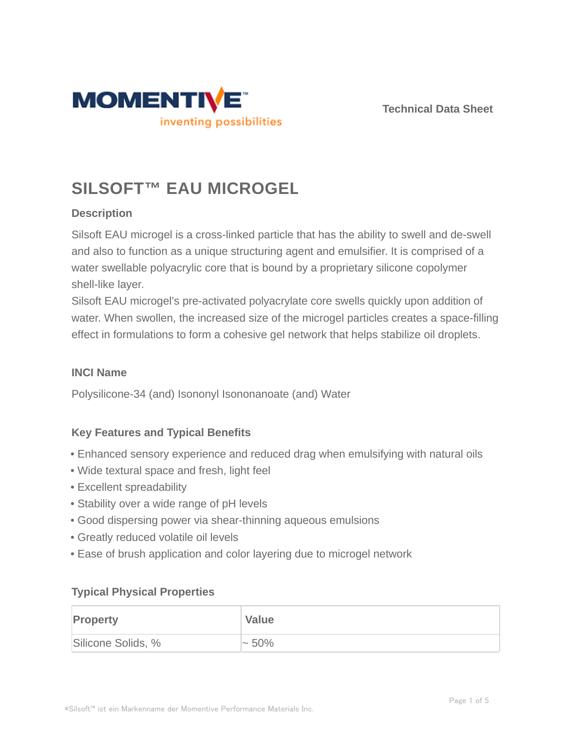Technical Data Sheet

# SILSOFT™ EAU MICROGEL

## Description

Silsoft EAU microgel is a cross-linked particle that has the ability to swell and de-swell and also to function as a unique structuring agent and emulsifier. It is comprised of a water swellable polyacrylic core that is bound by a proprietary silicone copolymer shell-like layer.

Silsoft EAU microgel's pre-activated polyacrylate core swells quickly upon addition of water. When swollen, the increased size of the microgel particles creates a space-filling effect in formulations to form a cohesive gel network that helps stabilize oil droplets.

## INCI Name

Polysilicone-34 (and) Isononyl Isononanoate (and) Water

## Key Features and Typical Benefits

- Enhanced sensory experience and reduced drag when emulsifying with natural oils
- Wide textural space and fresh, light feel
- Excellent spreadability
- Stability over a wide range of pH levels
- Good dispersing power via shear-thinning aqueous emulsions
- Greatly reduced volatile oil levels
- Ease of brush application and color layering due to microgel network

## Typical Physical Properties

| Property | Value |
|---|---|
| Silicone Solids, % | ~ 50% |

*Silsoft™ ist ein Markenname der Momentive Performance Materials Inc.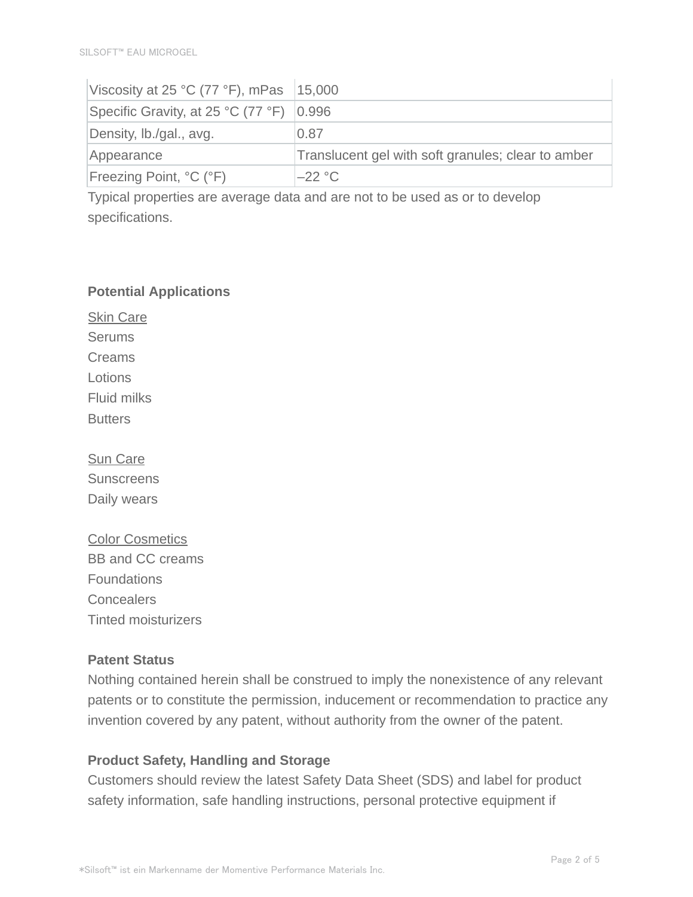| Viscosity at 25 °C (77 °F), mPas | 15,000 |
|---|---|
| Specific Gravity, at 25 °C (77 °F) | 0.996 |
| Density, lb./gal., avg. | 0.87 |
| Appearance | Translucent gel with soft granules; clear to amber |
| Freezing Point, °C (°F) | –22 °C |

Typical properties are average data and are not to be used as or to develop specifications.

**Potential Applications**

Skin Care
Serums
Creams
Lotions
Fluid milks
Butters

Sun Care
Sunscreens
Daily wears

Color Cosmetics
BB and CC creams
Foundations
Concealers
Tinted moisturizers

**Patent Status**

Nothing contained herein shall be construed to imply the nonexistence of any relevant patents or to constitute the permission, inducement or recommendation to practice any invention covered by any patent, without authority from the owner of the patent.

**Product Safety, Handling and Storage**

Customers should review the latest Safety Data Sheet (SDS) and label for product safety information, safe handling instructions, personal protective equipment if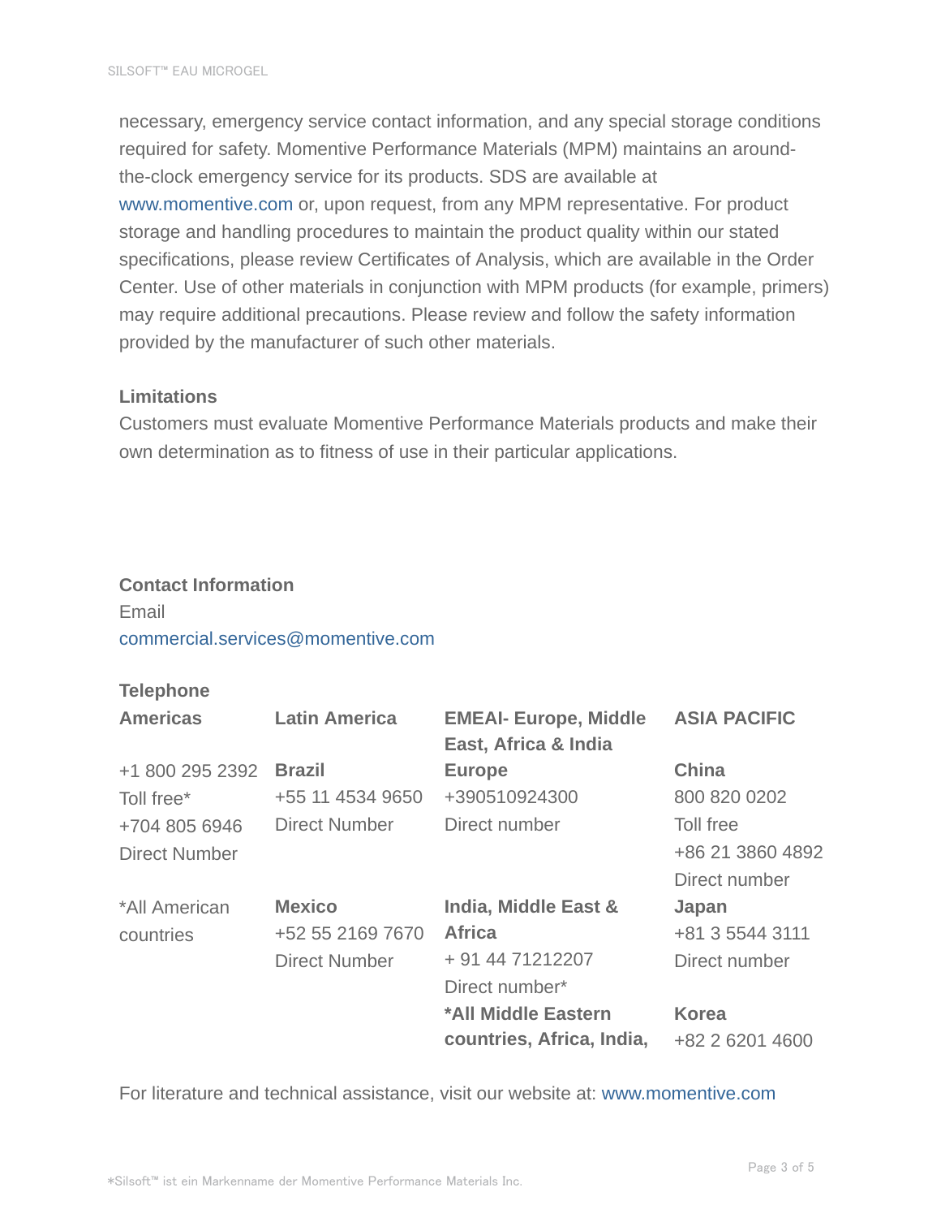necessary, emergency service contact information, and any special storage conditions required for safety. Momentive Performance Materials (MPM) maintains an around-the-clock emergency service for its products. SDS are available at www.momentive.com or, upon request, from any MPM representative. For product storage and handling procedures to maintain the product quality within our stated specifications, please review Certificates of Analysis, which are available in the Order Center. Use of other materials in conjunction with MPM products (for example, primers) may require additional precautions. Please review and follow the safety information provided by the manufacturer of such other materials.

**Limitations**

Customers must evaluate Momentive Performance Materials products and make their own determination as to fitness of use in their particular applications.

**Contact Information**

Email
commercial.services@momentive.com

**Telephone**

| **Americas** | **Latin America** | **EMEAI- Europe, Middle East, Africa & India** | **ASIA PACIFIC** |
|---|---|---|---|
| +1 800 295 2392<br>Toll free*<br>+704 805 6946<br>Direct Number | **Brazil**<br>+55 11 4534 9650<br>Direct Number | **Europe**<br>+390510924300<br>Direct number | **China**<br>800 820 0202<br>Toll free<br>+86 21 3860 4892<br>Direct number |
| *All American countries | **Mexico**<br>+52 55 2169 7670<br>Direct Number | **India, Middle East & Africa**<br>+ 91 44 71212207<br>Direct number* | **Japan**<br>+81 3 5544 3111<br>Direct number |
| | | ***All Middle Eastern countries, Africa, India,** | **Korea**<br>+82 2 6201 4600 |

For literature and technical assistance, visit our website at: www.momentive.com

*Silsoft™ ist ein Markenname der Momentive Performance Materials Inc.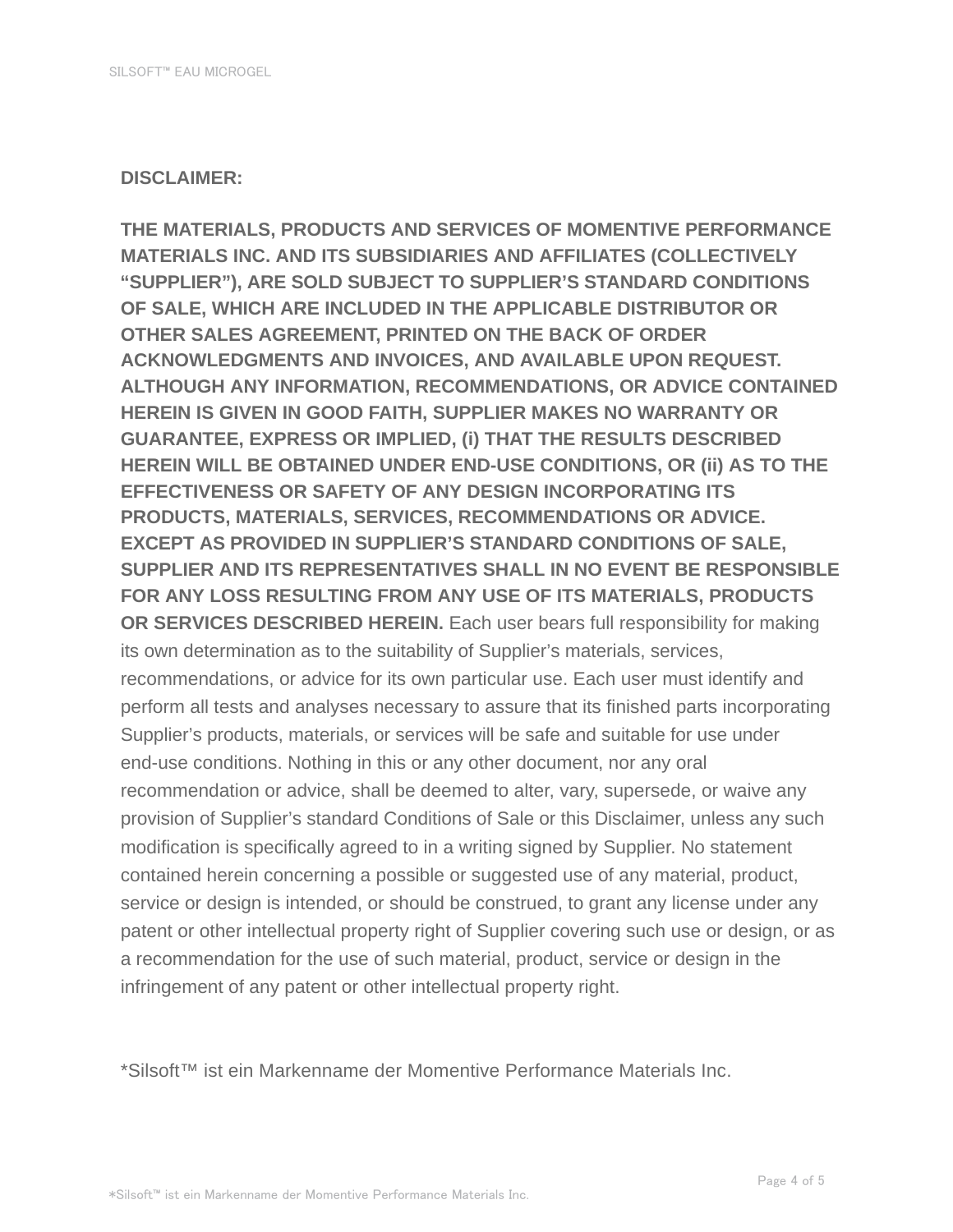**DISCLAIMER:**

**THE MATERIALS, PRODUCTS AND SERVICES OF MOMENTIVE PERFORMANCE MATERIALS INC. AND ITS SUBSIDIARIES AND AFFILIATES (COLLECTIVELY “SUPPLIER”), ARE SOLD SUBJECT TO SUPPLIER’S STANDARD CONDITIONS OF SALE, WHICH ARE INCLUDED IN THE APPLICABLE DISTRIBUTOR OR OTHER SALES AGREEMENT, PRINTED ON THE BACK OF ORDER ACKNOWLEDGMENTS AND INVOICES, AND AVAILABLE UPON REQUEST. ALTHOUGH ANY INFORMATION, RECOMMENDATIONS, OR ADVICE CONTAINED HEREIN IS GIVEN IN GOOD FAITH, SUPPLIER MAKES NO WARRANTY OR GUARANTEE, EXPRESS OR IMPLIED, (i) THAT THE RESULTS DESCRIBED HEREIN WILL BE OBTAINED UNDER END-USE CONDITIONS, OR (ii) AS TO THE EFFECTIVENESS OR SAFETY OF ANY DESIGN INCORPORATING ITS PRODUCTS, MATERIALS, SERVICES, RECOMMENDATIONS OR ADVICE. EXCEPT AS PROVIDED IN SUPPLIER’S STANDARD CONDITIONS OF SALE, SUPPLIER AND ITS REPRESENTATIVES SHALL IN NO EVENT BE RESPONSIBLE FOR ANY LOSS RESULTING FROM ANY USE OF ITS MATERIALS, PRODUCTS OR SERVICES DESCRIBED HEREIN.** Each user bears full responsibility for making its own determination as to the suitability of Supplier’s materials, services, recommendations, or advice for its own particular use. Each user must identify and perform all tests and analyses necessary to assure that its finished parts incorporating Supplier’s products, materials, or services will be safe and suitable for use under end-use conditions. Nothing in this or any other document, nor any oral recommendation or advice, shall be deemed to alter, vary, supersede, or waive any provision of Supplier’s standard Conditions of Sale or this Disclaimer, unless any such modification is specifically agreed to in a writing signed by Supplier. No statement contained herein concerning a possible or suggested use of any material, product, service or design is intended, or should be construed, to grant any license under any patent or other intellectual property right of Supplier covering such use or design, or as a recommendation for the use of such material, product, service or design in the infringement of any patent or other intellectual property right.

*Silsoft™ ist ein Markenname der Momentive Performance Materials Inc.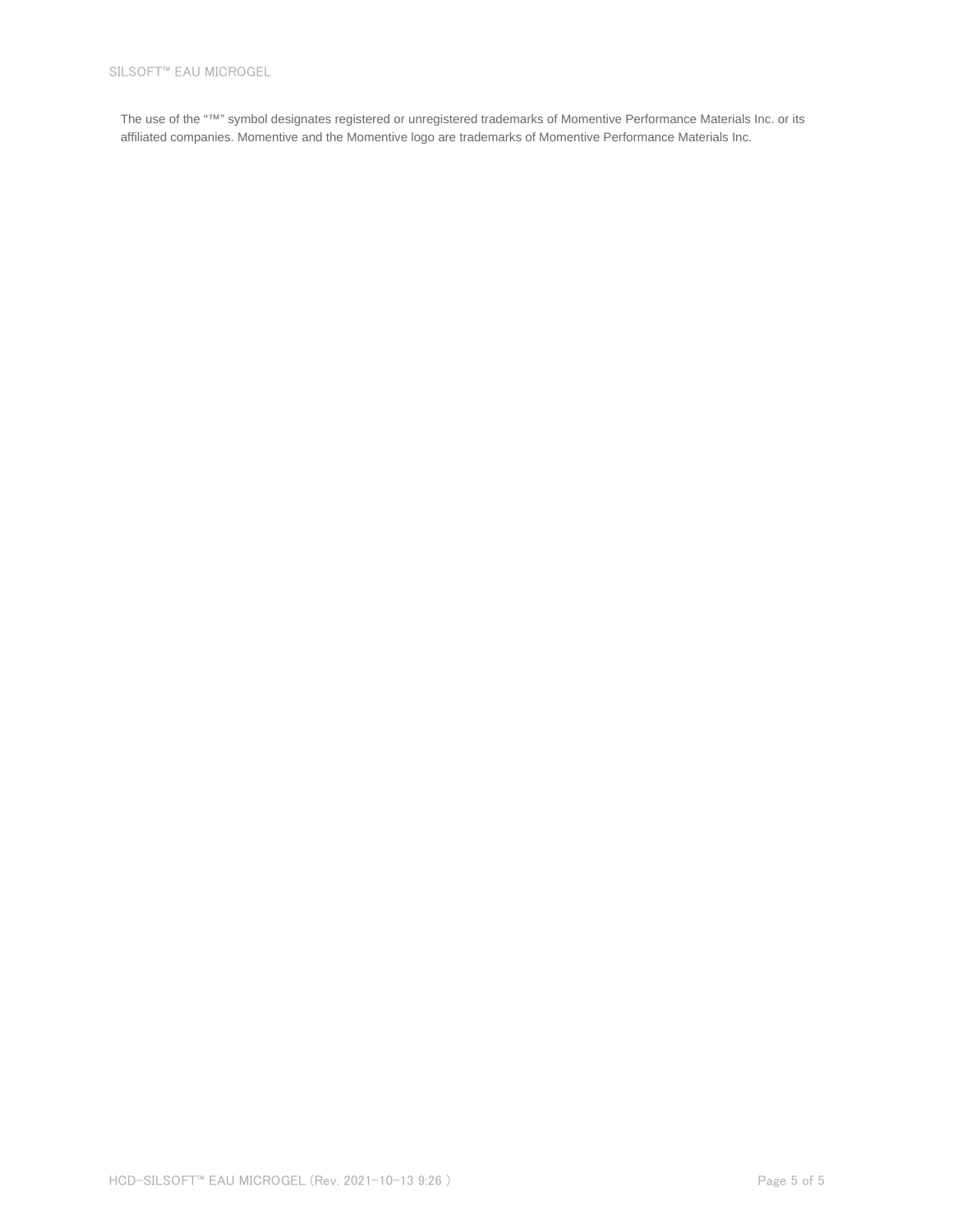The use of the "™" symbol designates registered or unregistered trademarks of Momentive Performance Materials Inc. or its affiliated companies. Momentive and the Momentive logo are trademarks of Momentive Performance Materials Inc.